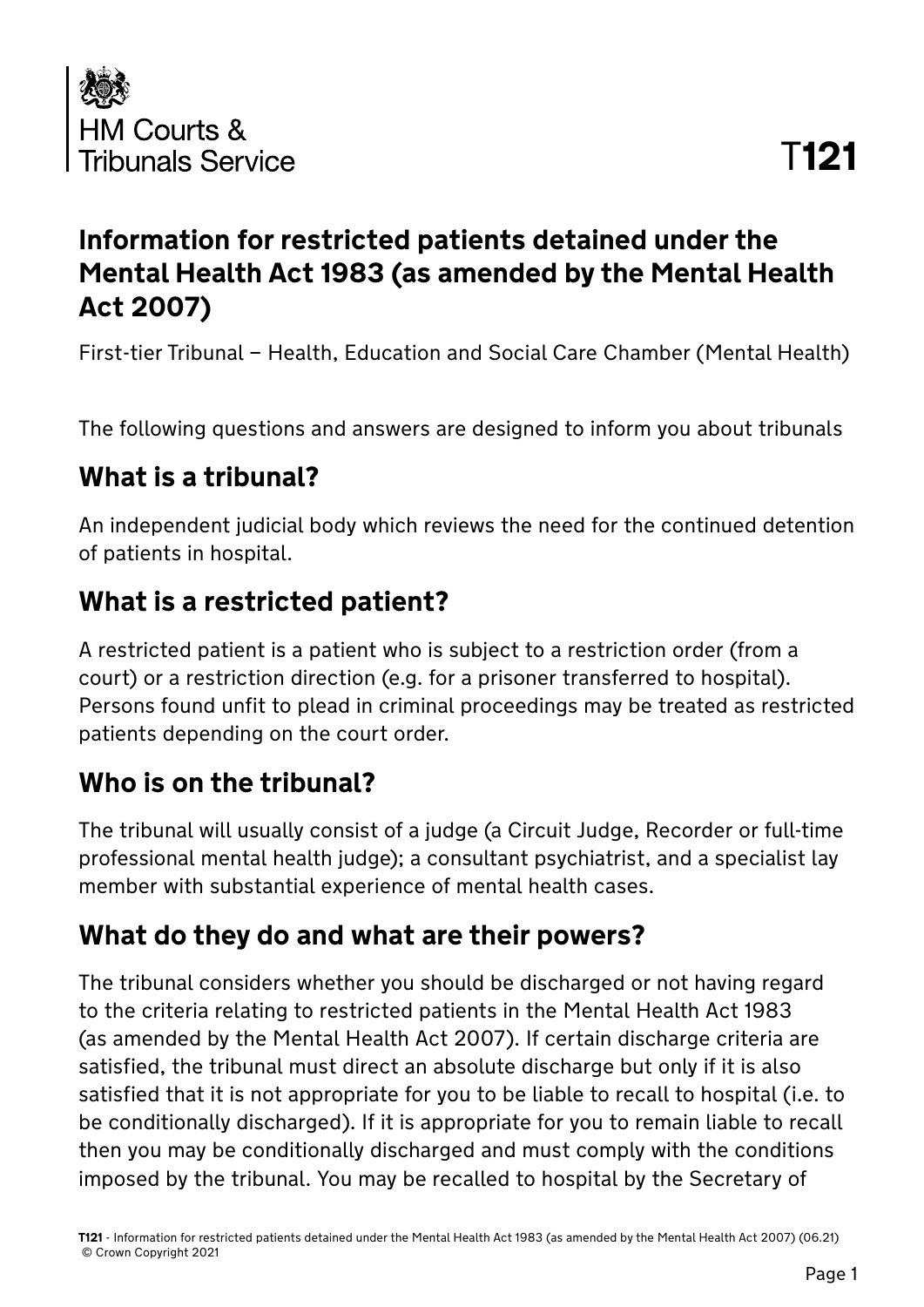HM Courts & Tribunals Service

T121

# Information for restricted patients detained under the Mental Health Act 1983 (as amended by the Mental Health Act 2007)

First-tier Tribunal – Health, Education and Social Care Chamber (Mental Health)

The following questions and answers are designed to inform you about tribunals

## What is a tribunal?

An independent judicial body which reviews the need for the continued detention of patients in hospital.

## What is a restricted patient?

A restricted patient is a patient who is subject to a restriction order (from a court) or a restriction direction (e.g. for a prisoner transferred to hospital). Persons found unfit to plead in criminal proceedings may be treated as restricted patients depending on the court order.

## Who is on the tribunal?

The tribunal will usually consist of a judge (a Circuit Judge, Recorder or full-time professional mental health judge); a consultant psychiatrist, and a specialist lay member with substantial experience of mental health cases.

## What do they do and what are their powers?

The tribunal considers whether you should be discharged or not having regard to the criteria relating to restricted patients in the Mental Health Act 1983 (as amended by the Mental Health Act 2007). If certain discharge criteria are satisfied, the tribunal must direct an absolute discharge but only if it is also satisfied that it is not appropriate for you to be liable to recall to hospital (i.e. to be conditionally discharged). If it is appropriate for you to remain liable to recall then you may be conditionally discharged and must comply with the conditions imposed by the tribunal. You may be recalled to hospital by the Secretary of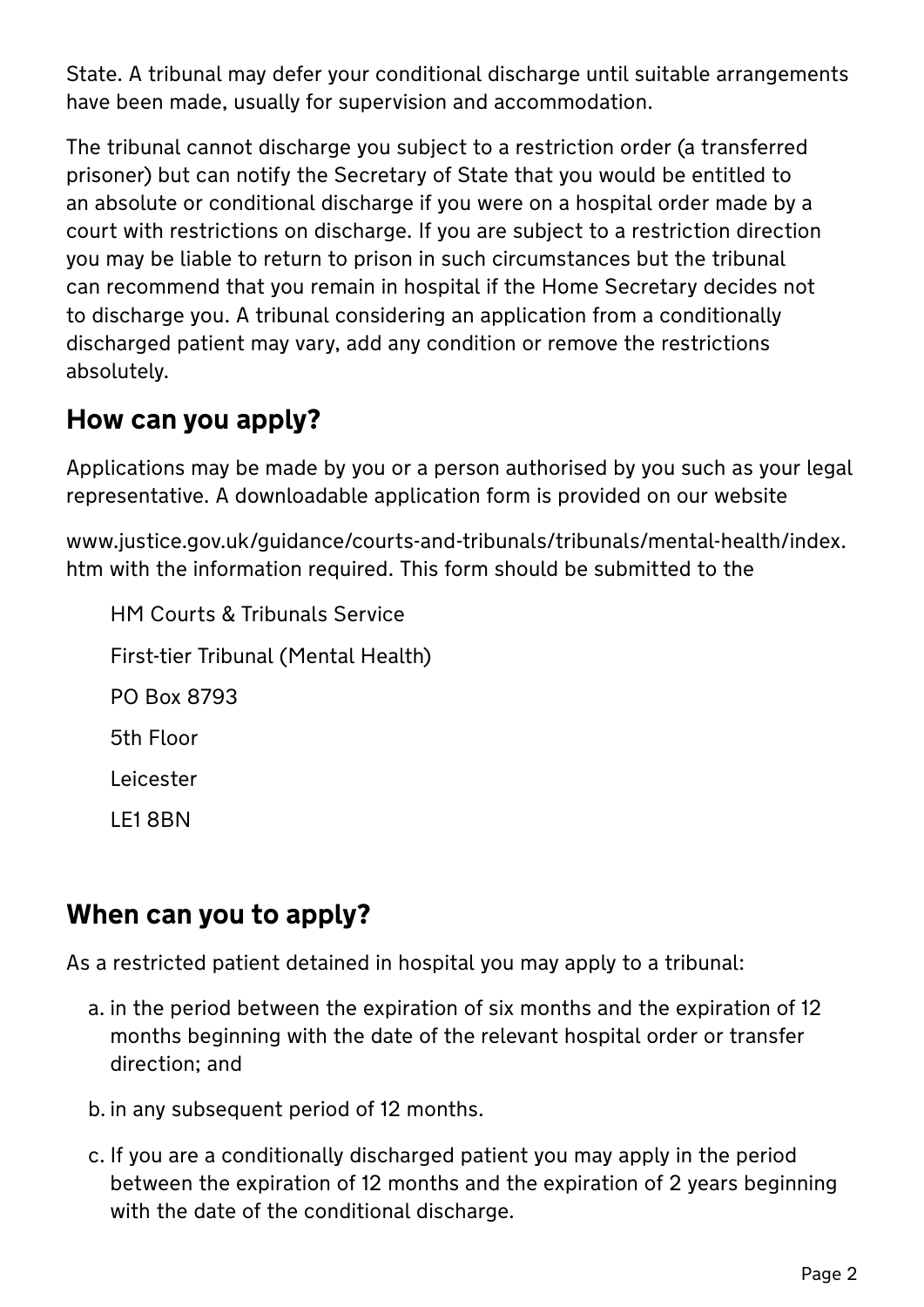State. A tribunal may defer your conditional discharge until suitable arrangements have been made, usually for supervision and accommodation.

The tribunal cannot discharge you subject to a restriction order (a transferred prisoner) but can notify the Secretary of State that you would be entitled to an absolute or conditional discharge if you were on a hospital order made by a court with restrictions on discharge. If you are subject to a restriction direction you may be liable to return to prison in such circumstances but the tribunal can recommend that you remain in hospital if the Home Secretary decides not to discharge you. A tribunal considering an application from a conditionally discharged patient may vary, add any condition or remove the restrictions absolutely.

## How can you apply?

Applications may be made by you or a person authorised by you such as your legal representative. A downloadable application form is provided on our website

www.justice.gov.uk/guidance/courts-and-tribunals/tribunals/mental-health/index.htm with the information required. This form should be submitted to the

HM Courts & Tribunals Service

First-tier Tribunal (Mental Health)

PO Box 8793

5th Floor

Leicester

LE1 8BN

## When can you to apply?

As a restricted patient detained in hospital you may apply to a tribunal:

a. in the period between the expiration of six months and the expiration of 12 months beginning with the date of the relevant hospital order or transfer direction; and

b. in any subsequent period of 12 months.

c. If you are a conditionally discharged patient you may apply in the period between the expiration of 12 months and the expiration of 2 years beginning with the date of the conditional discharge.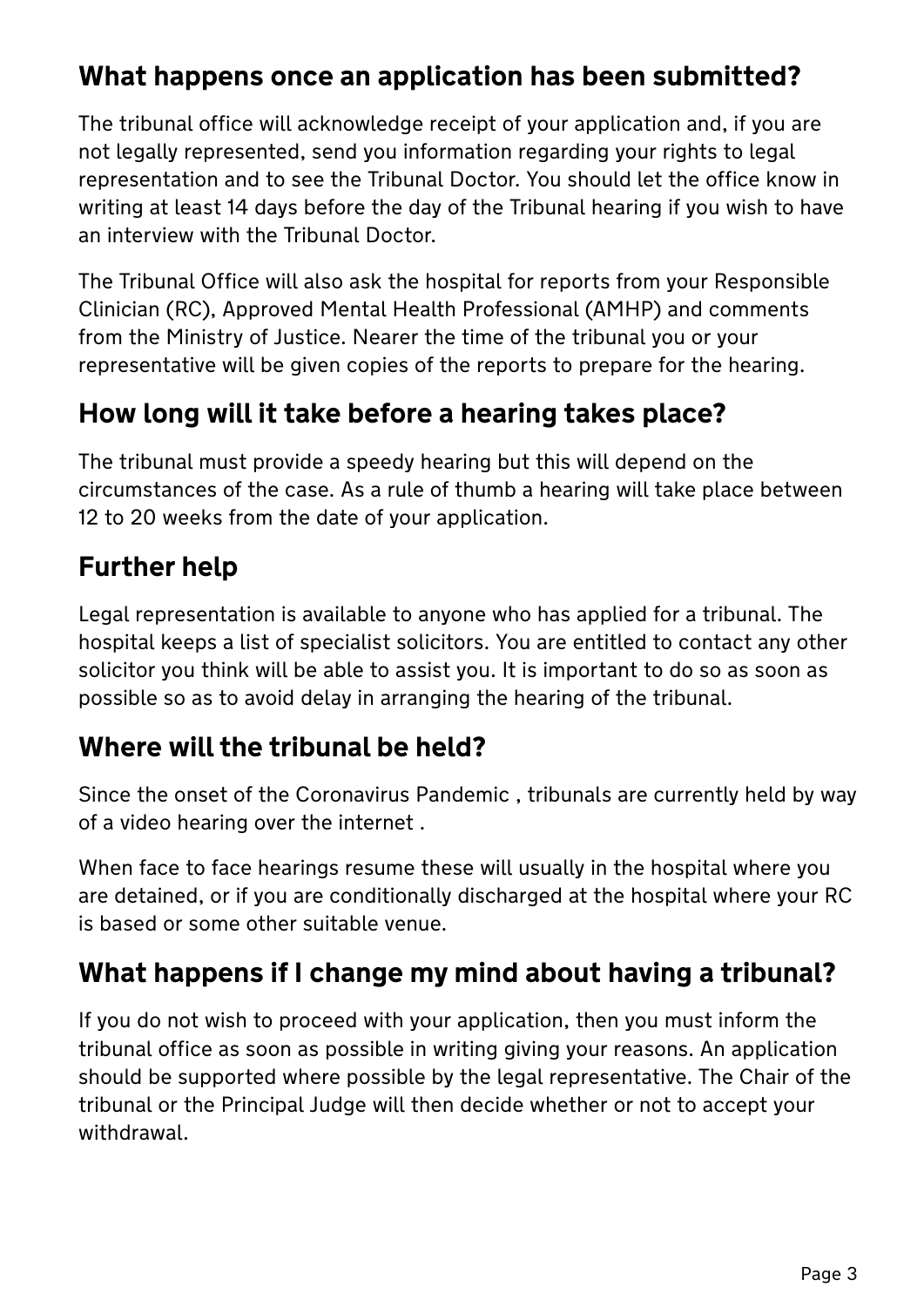## What happens once an application has been submitted?

The tribunal office will acknowledge receipt of your application and, if you are not legally represented, send you information regarding your rights to legal representation and to see the Tribunal Doctor. You should let the office know in writing at least 14 days before the day of the Tribunal hearing if you wish to have an interview with the Tribunal Doctor.

The Tribunal Office will also ask the hospital for reports from your Responsible Clinician (RC), Approved Mental Health Professional (AMHP) and comments from the Ministry of Justice. Nearer the time of the tribunal you or your representative will be given copies of the reports to prepare for the hearing.

## How long will it take before a hearing takes place?

The tribunal must provide a speedy hearing but this will depend on the circumstances of the case. As a rule of thumb a hearing will take place between 12 to 20 weeks from the date of your application.

## Further help

Legal representation is available to anyone who has applied for a tribunal. The hospital keeps a list of specialist solicitors. You are entitled to contact any other solicitor you think will be able to assist you. It is important to do so as soon as possible so as to avoid delay in arranging the hearing of the tribunal.

## Where will the tribunal be held?

Since the onset of the Coronavirus Pandemic , tribunals are currently held by way of a video hearing over the internet .

When face to face hearings resume these will usually in the hospital where you are detained, or if you are conditionally discharged at the hospital where your RC is based or some other suitable venue.

## What happens if I change my mind about having a tribunal?

If you do not wish to proceed with your application, then you must inform the tribunal office as soon as possible in writing giving your reasons. An application should be supported where possible by the legal representative. The Chair of the tribunal or the Principal Judge will then decide whether or not to accept your withdrawal.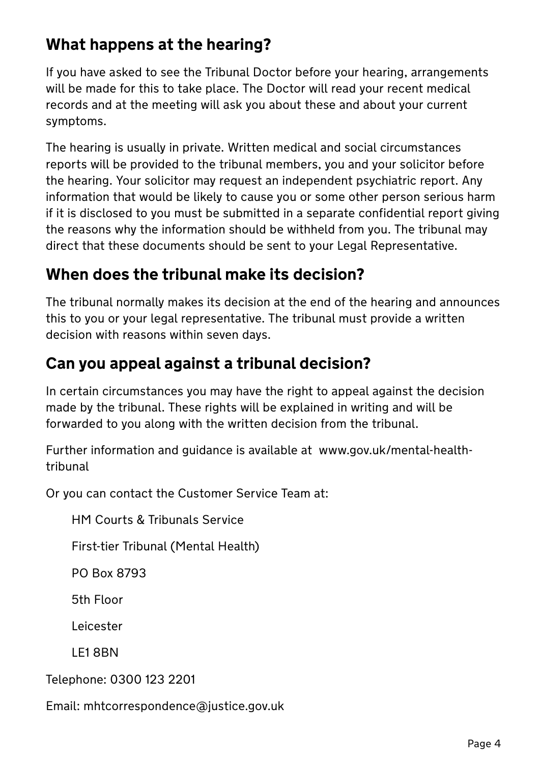## What happens at the hearing?

If you have asked to see the Tribunal Doctor before your hearing, arrangements will be made for this to take place. The Doctor will read your recent medical records and at the meeting will ask you about these and about your current symptoms.

The hearing is usually in private. Written medical and social circumstances reports will be provided to the tribunal members, you and your solicitor before the hearing. Your solicitor may request an independent psychiatric report. Any information that would be likely to cause you or some other person serious harm if it is disclosed to you must be submitted in a separate confidential report giving the reasons why the information should be withheld from you. The tribunal may direct that these documents should be sent to your Legal Representative.

## When does the tribunal make its decision?

The tribunal normally makes its decision at the end of the hearing and announces this to you or your legal representative. The tribunal must provide a written decision with reasons within seven days.

## Can you appeal against a tribunal decision?

In certain circumstances you may have the right to appeal against the decision made by the tribunal. These rights will be explained in writing and will be forwarded to you along with the written decision from the tribunal.

Further information and guidance is available at www.gov.uk/mental-health-tribunal

Or you can contact the Customer Service Team at:

HM Courts & Tribunals Service

First-tier Tribunal (Mental Health)

PO Box 8793

5th Floor

Leicester

LE1 8BN

Telephone: 0300 123 2201

Email: mhtcorrespondence@justice.gov.uk